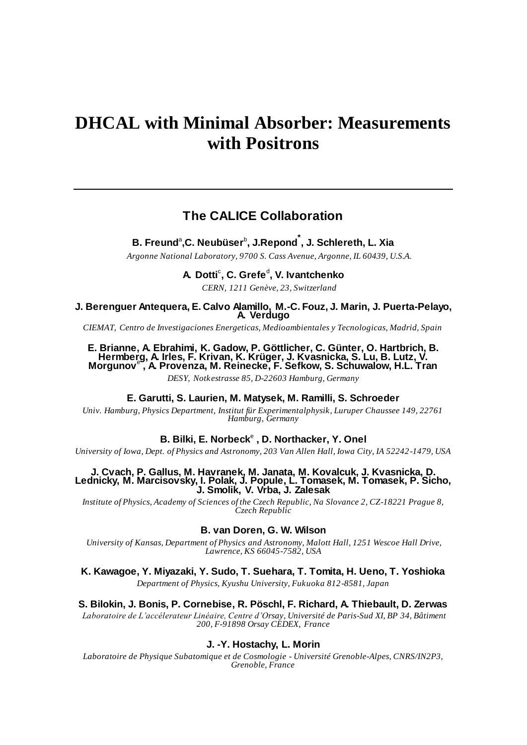# DHCAL with Minimal Absorber: Measurements with Positrons

---

## The CALICE Collaboration

**B. Freund[a], C. Neubüser[b], J.Repond[*], J. Schlereth, L. Xia**

*Argonne National Laboratory, 9700 S. Cass Avenue, Argonne, IL 60439, U.S.A.*

**A. Dotti[c], C. Grefe[d], V. Ivantchenko**

*CERN, 1211 Genève, 23, Switzerland*

**J. Berenguer Antequera, E. Calvo Alamillo, M.-C. Fouz, J. Marin, J. Puerta-Pelayo, A. Verdugo**

*CIEMAT, Centro de Investigaciones Energeticas, Medioambientales y Tecnologicas, Madrid, Spain*

**E. Brianne, A. Ebrahimi, K. Gadow, P. Göttlicher, C. Günter, O. Hartbrich, B. Hermberg, A. Irles, F. Krivan, K. Krüger, J. Kvasnicka, S. Lu, B. Lutz, V. Morgunov[e], A. Provenza, M. Reinecke, F. Sefkow, S. Schuwalow, H.L. Tran**

*DESY, Notkestrasse 85, D-22603 Hamburg, Germany*

**E. Garutti, S. Laurien, M. Matysek, M. Ramilli, S. Schroeder**

*Univ. Hamburg, Physics Department, Institut für Experimentalphysik, Luruper Chaussee 149, 22761 Hamburg, Germany*

**B. Bilki, E. Norbeck[e], D. Northacker, Y. Onel**

*University of Iowa, Dept. of Physics and Astronomy, 203 Van Allen Hall, Iowa City, IA 52242-1479, USA*

**J. Cvach, P. Gallus, M. Havranek, M. Janata, M. Kovalcuk, J. Kvasnicka, D. Lednicky, M. Marcisovsky, I. Polak, J. Popule, L. Tomasek, M. Tomasek, P. Sicho, J. Smolik, V. Vrba, J. Zalesak**

*Institute of Physics, Academy of Sciences of the Czech Republic, Na Slovance 2, CZ-18221 Prague 8, Czech Republic*

**B. van Doren, G. W. Wilson**

*University of Kansas, Department of Physics and Astronomy, Malott Hall, 1251 Wescoe Hall Drive, Lawrence, KS 66045-7582, USA*

**K. Kawagoe, Y. Miyazaki, Y. Sudo, T. Suehara, T. Tomita, H. Ueno, T. Yoshioka**

*Department of Physics, Kyushu University, Fukuoka 812-8581, Japan*

**S. Bilokin, J. Bonis, P. Cornebise, R. Pöschl, F. Richard, A. Thiebault, D. Zerwas**

*Laboratoire de L'accélerateur Linéaire, Centre d'Orsay, Université de Paris-Sud XI, BP 34, Bâtiment 200, F-91898 Orsay CEDEX, France*

**J. -Y. Hostachy, L. Morin**

*Laboratoire de Physique Subatomique et de Cosmologie - Université Grenoble-Alpes, CNRS/IN2P3, Grenoble, France*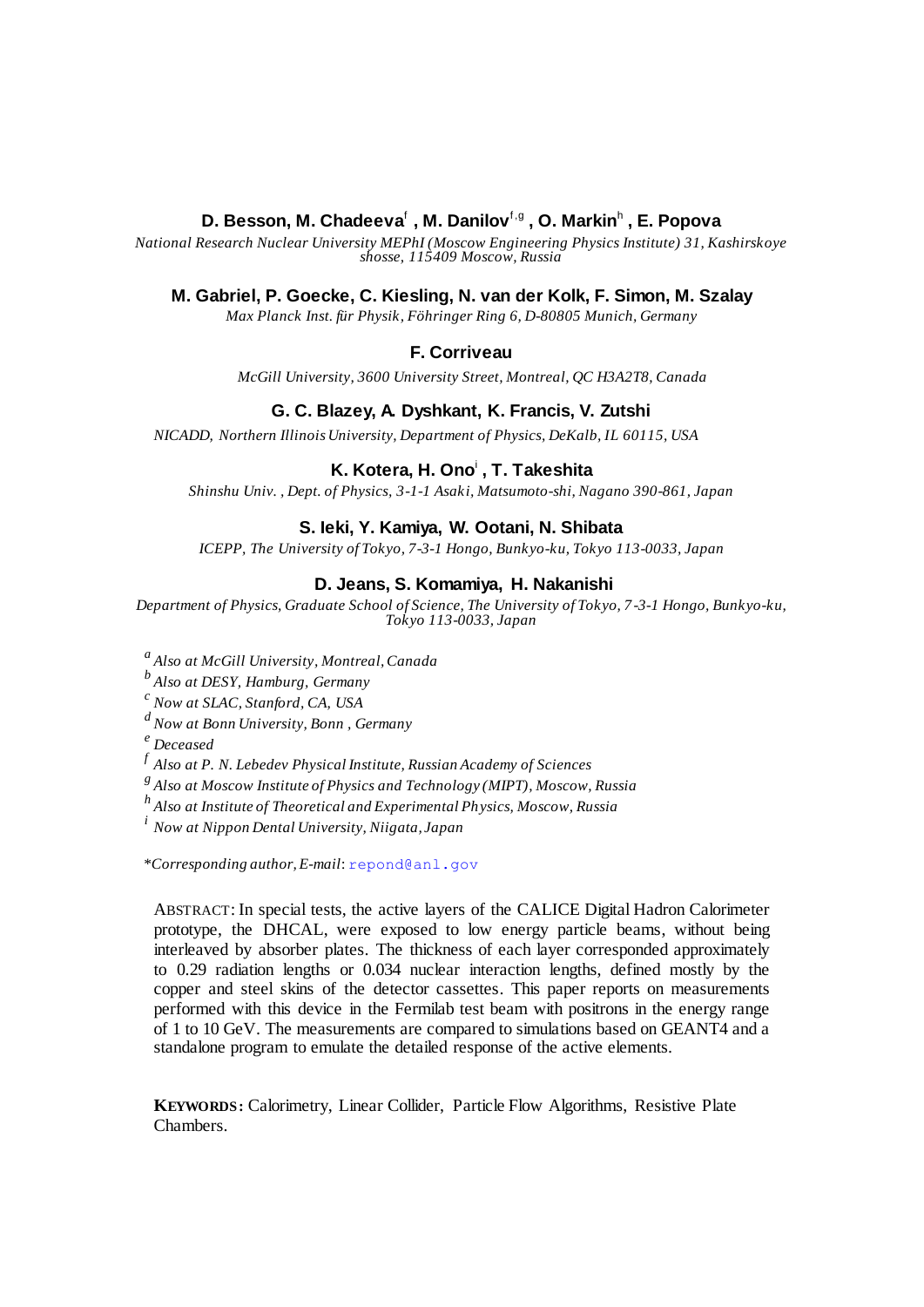**D. Besson, M. Chadeeva[f] , M. Danilov[f,g] , O. Markin[h] , E. Popova**

*National Research Nuclear University MEPhI (Moscow Engineering Physics Institute) 31, Kashirskoye shosse, 115409 Moscow, Russia*

**M. Gabriel, P. Goecke, C. Kiesling, N. van der Kolk, F. Simon, M. Szalay**

*Max Planck Inst. für Physik, Föhringer Ring 6, D-80805 Munich, Germany*

**F. Corriveau**

*McGill University, 3600 University Street, Montreal, QC H3A2T8, Canada*

**G. C. Blazey, A. Dyshkant, K. Francis, V. Zutshi**

*NICADD, Northern Illinois University, Department of Physics, DeKalb, IL 60115, USA*

**K. Kotera, H. Ono[i] , T. Takeshita**

*Shinshu Univ. , Dept. of Physics, 3-1-1 Asaki, Matsumoto-shi, Nagano 390-861, Japan*

**S. Ieki, Y. Kamiya, W. Ootani, N. Shibata**

*ICEPP, The University of Tokyo, 7-3-1 Hongo, Bunkyo-ku, Tokyo 113-0033, Japan*

**D. Jeans, S. Komamiya, H. Nakanishi**

*Department of Physics, Graduate School of Science, The University of Tokyo, 7-3-1 Hongo, Bunkyo-ku, Tokyo 113-0033, Japan*

[a] *Also at McGill University, Montreal, Canada*
[b] *Also at DESY, Hamburg, Germany*
[c] *Now at SLAC, Stanford, CA, USA*
[d] *Now at Bonn University, Bonn , Germany*
[e] *Deceased*
[f] *Also at P. N. Lebedev Physical Institute, Russian Academy of Sciences*
[g] *Also at Moscow Institute of Physics and Technology (MIPT), Moscow, Russia*
[h] *Also at Institute of Theoretical and Experimental Physics, Moscow, Russia*
[i] *Now at Nippon Dental University, Niigata, Japan*

*\*Corresponding author, E-mail*: repond@anl.gov

ABSTRACT: In special tests, the active layers of the CALICE Digital Hadron Calorimeter prototype, the DHCAL, were exposed to low energy particle beams, without being interleaved by absorber plates. The thickness of each layer corresponded approximately to 0.29 radiation lengths or 0.034 nuclear interaction lengths, defined mostly by the copper and steel skins of the detector cassettes. This paper reports on measurements performed with this device in the Fermilab test beam with positrons in the energy range of 1 to 10 GeV. The measurements are compared to simulations based on GEANT4 and a standalone program to emulate the detailed response of the active elements.

**KEYWORDS:** Calorimetry, Linear Collider, Particle Flow Algorithms, Resistive Plate Chambers.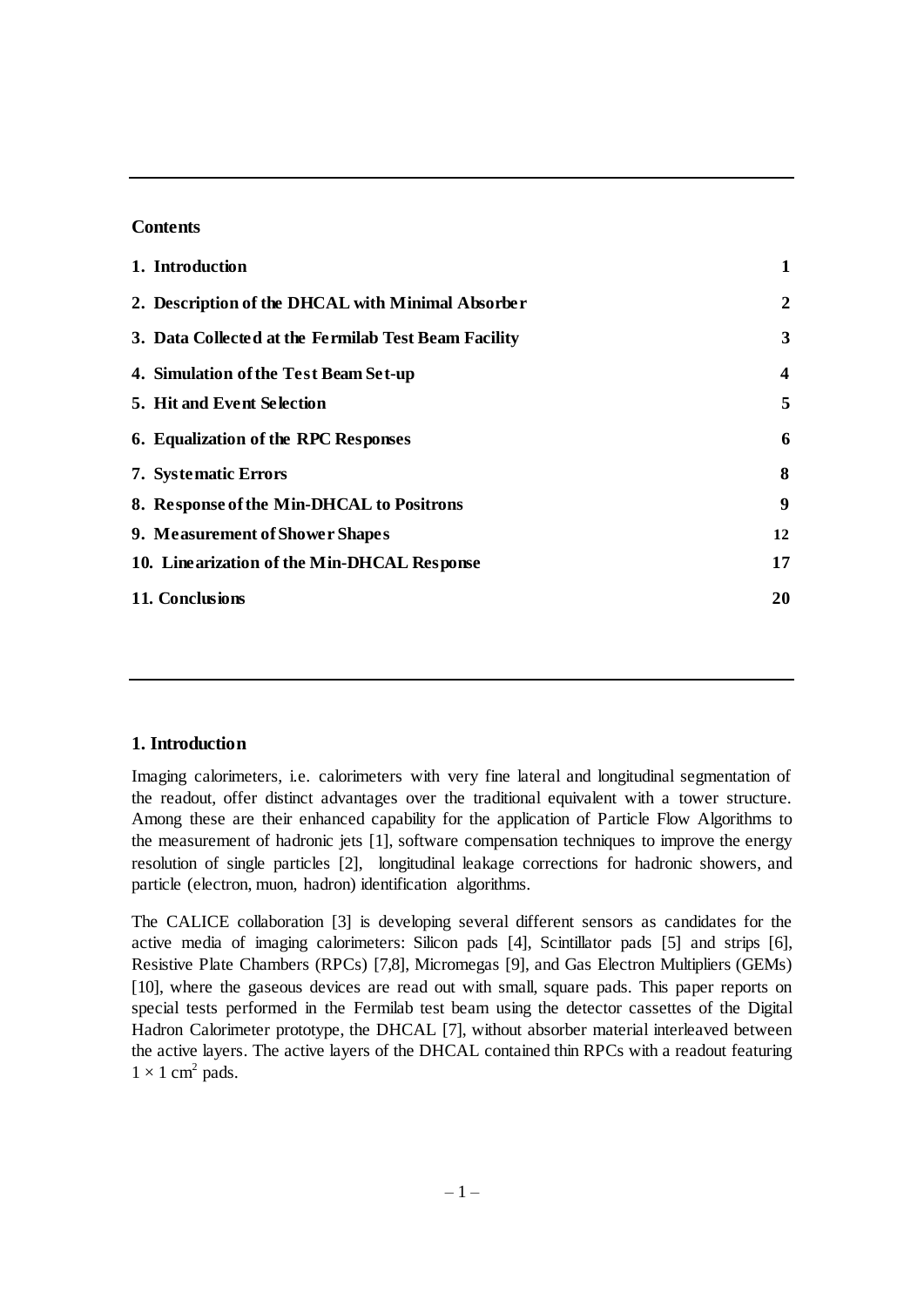**Contents**

| | |
|---|---|
| **1. Introduction** | **1** |
| **2. Description of the DHCAL with Minimal Absorber** | **2** |
| **3. Data Collected at the Fermilab Test Beam Facility** | **3** |
| **4. Simulation of the Test Beam Set-up** | **4** |
| **5. Hit and Event Selection** | **5** |
| **6. Equalization of the RPC Responses** | **6** |
| **7. Systematic Errors** | **8** |
| **8. Response of the Min-DHCAL to Positrons** | **9** |
| **9. Measurement of Shower Shapes** | **12** |
| **10. Linearization of the Min-DHCAL Response** | **17** |
| **11. Conclusions** | **20** |

## 1. Introduction

Imaging calorimeters, i.e. calorimeters with very fine lateral and longitudinal segmentation of the readout, offer distinct advantages over the traditional equivalent with a tower structure. Among these are their enhanced capability for the application of Particle Flow Algorithms to the measurement of hadronic jets [1], software compensation techniques to improve the energy resolution of single particles [2], longitudinal leakage corrections for hadronic showers, and particle (electron, muon, hadron) identification algorithms.

The CALICE collaboration [3] is developing several different sensors as candidates for the active media of imaging calorimeters: Silicon pads [4], Scintillator pads [5] and strips [6], Resistive Plate Chambers (RPCs) [7,8], Micromegas [9], and Gas Electron Multipliers (GEMs) [10], where the gaseous devices are read out with small, square pads. This paper reports on special tests performed in the Fermilab test beam using the detector cassettes of the Digital Hadron Calorimeter prototype, the DHCAL [7], without absorber material interleaved between the active layers. The active layers of the DHCAL contained thin RPCs with a readout featuring $1 \times 1$ cm$^2$ pads.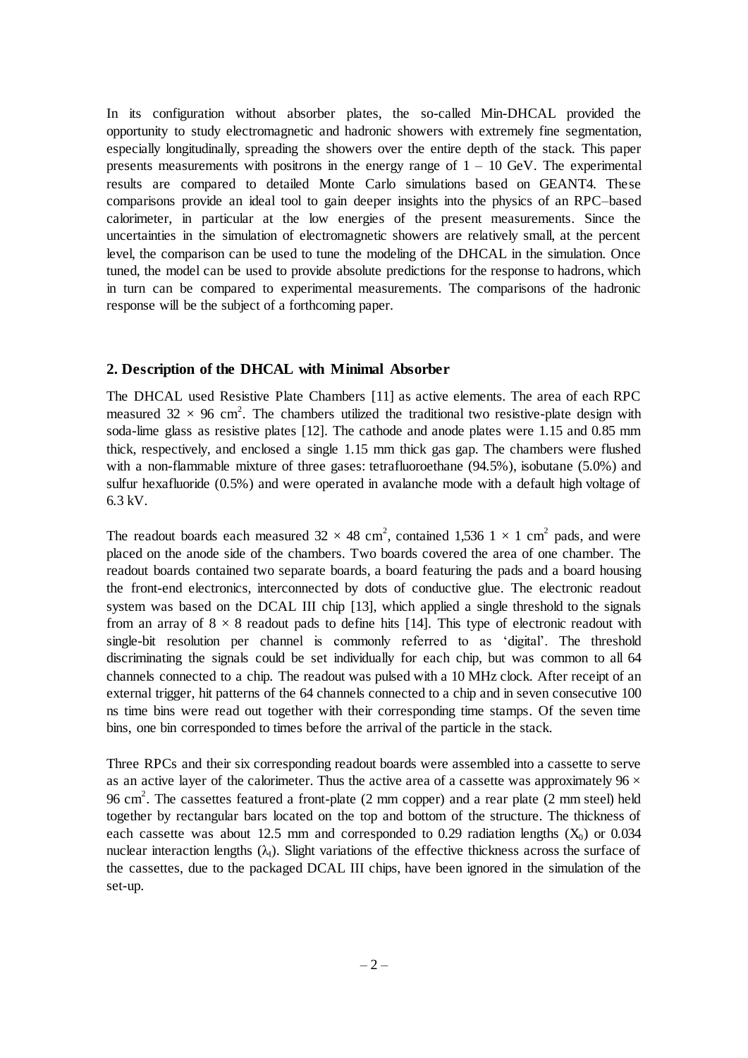In its configuration without absorber plates, the so-called Min-DHCAL provided the opportunity to study electromagnetic and hadronic showers with extremely fine segmentation, especially longitudinally, spreading the showers over the entire depth of the stack. This paper presents measurements with positrons in the energy range of 1 – 10 GeV. The experimental results are compared to detailed Monte Carlo simulations based on GEANT4. These comparisons provide an ideal tool to gain deeper insights into the physics of an RPC–based calorimeter, in particular at the low energies of the present measurements. Since the uncertainties in the simulation of electromagnetic showers are relatively small, at the percent level, the comparison can be used to tune the modeling of the DHCAL in the simulation. Once tuned, the model can be used to provide absolute predictions for the response to hadrons, which in turn can be compared to experimental measurements. The comparisons of the hadronic response will be the subject of a forthcoming paper.

## 2. Description of the DHCAL with Minimal Absorber

The DHCAL used Resistive Plate Chambers [11] as active elements. The area of each RPC measured $32 \times 96$ cm$^2$. The chambers utilized the traditional two resistive-plate design with soda-lime glass as resistive plates [12]. The cathode and anode plates were 1.15 and 0.85 mm thick, respectively, and enclosed a single 1.15 mm thick gas gap. The chambers were flushed with a non-flammable mixture of three gases: tetrafluoroethane (94.5%), isobutane (5.0%) and sulfur hexafluoride (0.5%) and were operated in avalanche mode with a default high voltage of 6.3 kV.

The readout boards each measured $32 \times 48$ cm$^2$, contained 1,536 $1 \times 1$ cm$^2$ pads, and were placed on the anode side of the chambers. Two boards covered the area of one chamber. The readout boards contained two separate boards, a board featuring the pads and a board housing the front-end electronics, interconnected by dots of conductive glue. The electronic readout system was based on the DCAL III chip [13], which applied a single threshold to the signals from an array of $8 \times 8$ readout pads to define hits [14]. This type of electronic readout with single-bit resolution per channel is commonly referred to as 'digital'. The threshold discriminating the signals could be set individually for each chip, but was common to all 64 channels connected to a chip. The readout was pulsed with a 10 MHz clock. After receipt of an external trigger, hit patterns of the 64 channels connected to a chip and in seven consecutive 100 ns time bins were read out together with their corresponding time stamps. Of the seven time bins, one bin corresponded to times before the arrival of the particle in the stack.

Three RPCs and their six corresponding readout boards were assembled into a cassette to serve as an active layer of the calorimeter. Thus the active area of a cassette was approximately $96 \times 96$ cm$^2$. The cassettes featured a front-plate (2 mm copper) and a rear plate (2 mm steel) held together by rectangular bars located on the top and bottom of the structure. The thickness of each cassette was about 12.5 mm and corresponded to 0.29 radiation lengths ($X_0$) or 0.034 nuclear interaction lengths ($\lambda_I$). Slight variations of the effective thickness across the surface of the cassettes, due to the packaged DCAL III chips, have been ignored in the simulation of the set-up.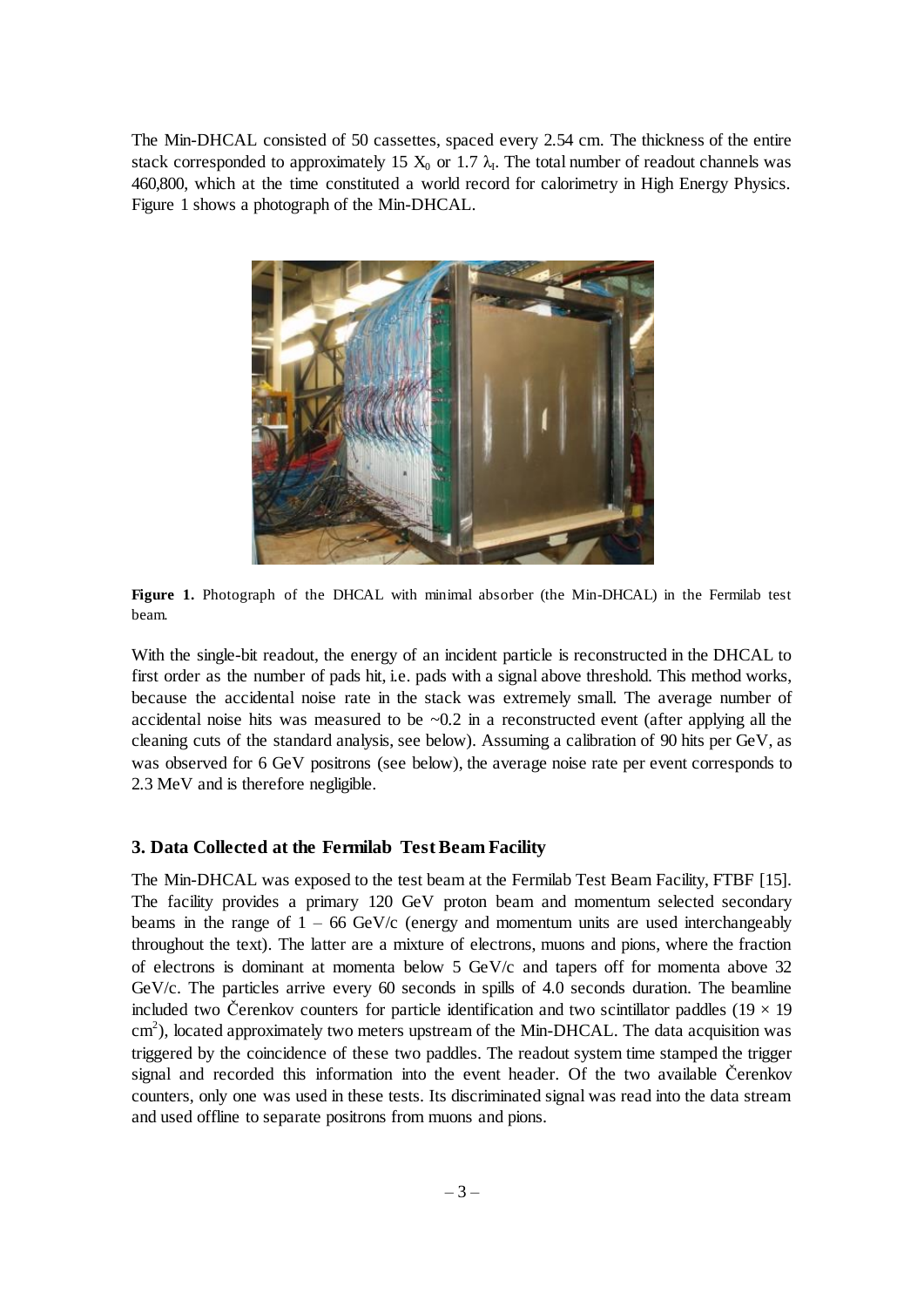The Min-DHCAL consisted of 50 cassettes, spaced every 2.54 cm. The thickness of the entire stack corresponded to approximately 15 $X_0$ or 1.7 $\lambda_I$. The total number of readout channels was 460,800, which at the time constituted a world record for calorimetry in High Energy Physics. Figure 1 shows a photograph of the Min-DHCAL.

**Figure 1.** Photograph of the DHCAL with minimal absorber (the Min-DHCAL) in the Fermilab test beam.

With the single-bit readout, the energy of an incident particle is reconstructed in the DHCAL to first order as the number of pads hit, i.e. pads with a signal above threshold. This method works, because the accidental noise rate in the stack was extremely small. The average number of accidental noise hits was measured to be ~0.2 in a reconstructed event (after applying all the cleaning cuts of the standard analysis, see below). Assuming a calibration of 90 hits per GeV, as was observed for 6 GeV positrons (see below), the average noise rate per event corresponds to 2.3 MeV and is therefore negligible.

### 3. Data Collected at the Fermilab Test Beam Facility

The Min-DHCAL was exposed to the test beam at the Fermilab Test Beam Facility, FTBF [15]. The facility provides a primary 120 GeV proton beam and momentum selected secondary beams in the range of 1 – 66 GeV/c (energy and momentum units are used interchangeably throughout the text). The latter are a mixture of electrons, muons and pions, where the fraction of electrons is dominant at momenta below 5 GeV/c and tapers off for momenta above 32 GeV/c. The particles arrive every 60 seconds in spills of 4.0 seconds duration. The beamline included two Čerenkov counters for particle identification and two scintillator paddles ($19 \times 19$ cm$^2$), located approximately two meters upstream of the Min-DHCAL. The data acquisition was triggered by the coincidence of these two paddles. The readout system time stamped the trigger signal and recorded this information into the event header. Of the two available Čerenkov counters, only one was used in these tests. Its discriminated signal was read into the data stream and used offline to separate positrons from muons and pions.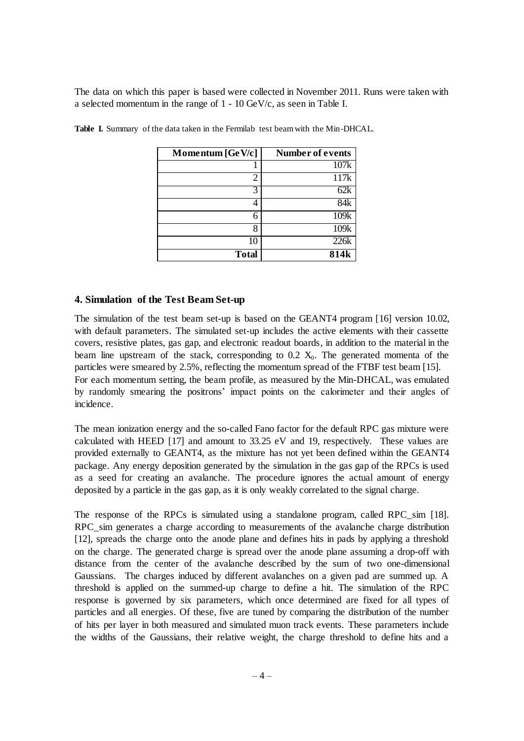The data on which this paper is based were collected in November 2011. Runs were taken with a selected momentum in the range of 1 - 10 GeV/c, as seen in Table I.

**Table I.** Summary of the data taken in the Fermilab test beam with the Min-DHCAL.

| Momentum [GeV/c] | Number of events |
|---:|---:|
| 1 | 107k |
| 2 | 117k |
| 3 | 62k |
| 4 | 84k |
| 6 | 109k |
| 8 | 109k |
| 10 | 226k |
| **Total** | **814k** |

## 4. Simulation of the Test Beam Set-up

The simulation of the test beam set-up is based on the GEANT4 program [16] version 10.02, with default parameters. The simulated set-up includes the active elements with their cassette covers, resistive plates, gas gap, and electronic readout boards, in addition to the material in the beam line upstream of the stack, corresponding to 0.2 $X_0$. The generated momenta of the particles were smeared by 2.5%, reflecting the momentum spread of the FTBF test beam [15].
For each momentum setting, the beam profile, as measured by the Min-DHCAL, was emulated by randomly smearing the positrons' impact points on the calorimeter and their angles of incidence.

The mean ionization energy and the so-called Fano factor for the default RPC gas mixture were calculated with HEED [17] and amount to 33.25 eV and 19, respectively. These values are provided externally to GEANT4, as the mixture has not yet been defined within the GEANT4 package. Any energy deposition generated by the simulation in the gas gap of the RPCs is used as a seed for creating an avalanche. The procedure ignores the actual amount of energy deposited by a particle in the gas gap, as it is only weakly correlated to the signal charge.

The response of the RPCs is simulated using a standalone program, called RPC_sim [18]. RPC_sim generates a charge according to measurements of the avalanche charge distribution [12], spreads the charge onto the anode plane and defines hits in pads by applying a threshold on the charge. The generated charge is spread over the anode plane assuming a drop-off with distance from the center of the avalanche described by the sum of two one-dimensional Gaussians. The charges induced by different avalanches on a given pad are summed up. A threshold is applied on the summed-up charge to define a hit. The simulation of the RPC response is governed by six parameters, which once determined are fixed for all types of particles and all energies. Of these, five are tuned by comparing the distribution of the number of hits per layer in both measured and simulated muon track events. These parameters include the widths of the Gaussians, their relative weight, the charge threshold to define hits and a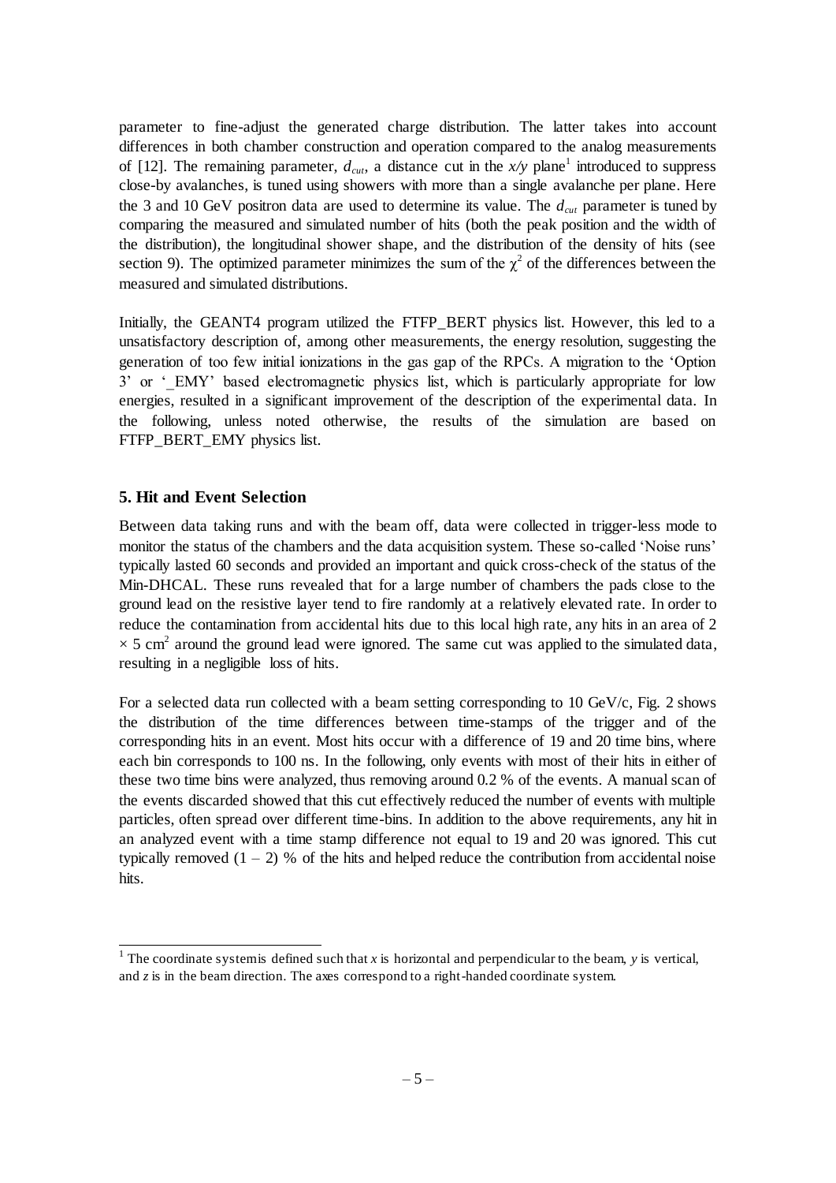parameter to fine-adjust the generated charge distribution. The latter takes into account differences in both chamber construction and operation compared to the analog measurements of [12]. The remaining parameter, $d_{cut}$, a distance cut in the *x/y* plane[1] introduced to suppress close-by avalanches, is tuned using showers with more than a single avalanche per plane. Here the 3 and 10 GeV positron data are used to determine its value. The $d_{cut}$ parameter is tuned by comparing the measured and simulated number of hits (both the peak position and the width of the distribution), the longitudinal shower shape, and the distribution of the density of hits (see section 9). The optimized parameter minimizes the sum of the $\chi^2$ of the differences between the measured and simulated distributions.

Initially, the GEANT4 program utilized the FTFP_BERT physics list. However, this led to a unsatisfactory description of, among other measurements, the energy resolution, suggesting the generation of too few initial ionizations in the gas gap of the RPCs. A migration to the 'Option 3' or '_EMY' based electromagnetic physics list, which is particularly appropriate for low energies, resulted in a significant improvement of the description of the experimental data. In the following, unless noted otherwise, the results of the simulation are based on FTFP_BERT_EMY physics list.

## 5. Hit and Event Selection

Between data taking runs and with the beam off, data were collected in trigger-less mode to monitor the status of the chambers and the data acquisition system. These so-called 'Noise runs' typically lasted 60 seconds and provided an important and quick cross-check of the status of the Min-DHCAL. These runs revealed that for a large number of chambers the pads close to the ground lead on the resistive layer tend to fire randomly at a relatively elevated rate. In order to reduce the contamination from accidental hits due to this local high rate, any hits in an area of 2 $\times$ 5 cm$^2$ around the ground lead were ignored. The same cut was applied to the simulated data, resulting in a negligible loss of hits.

For a selected data run collected with a beam setting corresponding to 10 GeV/c, Fig. 2 shows the distribution of the time differences between time-stamps of the trigger and of the corresponding hits in an event. Most hits occur with a difference of 19 and 20 time bins, where each bin corresponds to 100 ns. In the following, only events with most of their hits in either of these two time bins were analyzed, thus removing around 0.2 % of the events. A manual scan of the events discarded showed that this cut effectively reduced the number of events with multiple particles, often spread over different time-bins. In addition to the above requirements, any hit in an analyzed event with a time stamp difference not equal to 19 and 20 was ignored. This cut typically removed (1 – 2) % of the hits and helped reduce the contribution from accidental noise hits.

[1] The coordinate system is defined such that *x* is horizontal and perpendicular to the beam, *y* is vertical, and *z* is in the beam direction. The axes correspond to a right-handed coordinate system.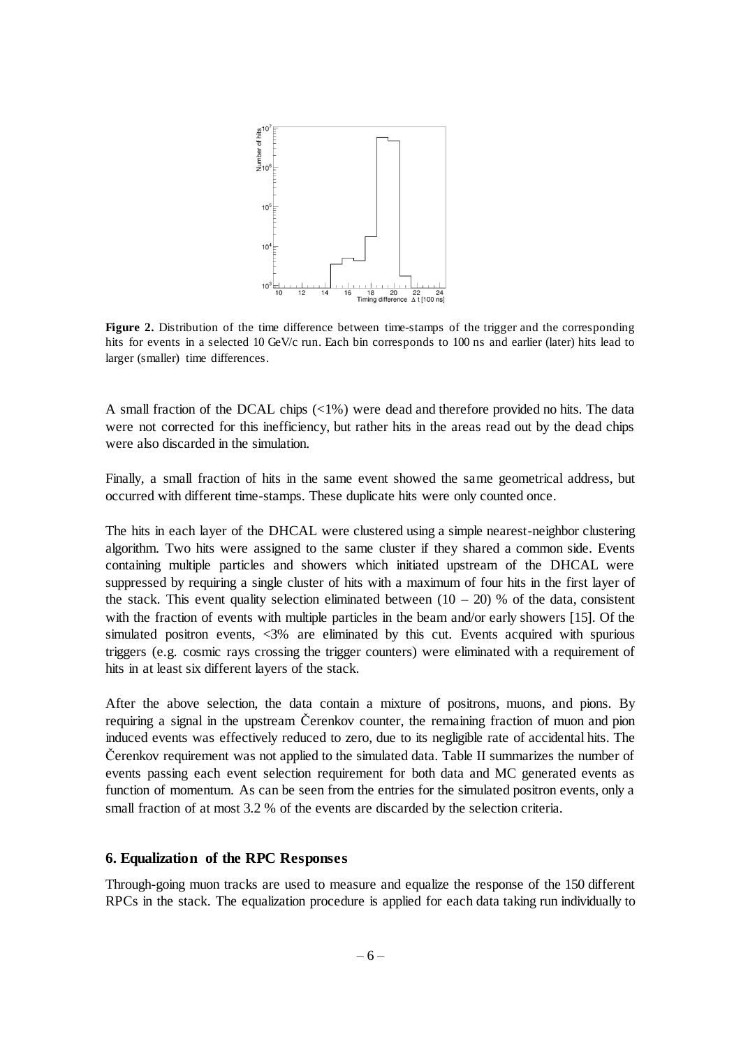**Figure 2.** Distribution of the time difference between time-stamps of the trigger and the corresponding hits for events in a selected 10 GeV/c run. Each bin corresponds to 100 ns and earlier (later) hits lead to larger (smaller) time differences.

A small fraction of the DCAL chips (<1%) were dead and therefore provided no hits. The data were not corrected for this inefficiency, but rather hits in the areas read out by the dead chips were also discarded in the simulation.

Finally, a small fraction of hits in the same event showed the same geometrical address, but occurred with different time-stamps. These duplicate hits were only counted once.

The hits in each layer of the DHCAL were clustered using a simple nearest-neighbor clustering algorithm. Two hits were assigned to the same cluster if they shared a common side. Events containing multiple particles and showers which initiated upstream of the DHCAL were suppressed by requiring a single cluster of hits with a maximum of four hits in the first layer of the stack. This event quality selection eliminated between (10 – 20) % of the data, consistent with the fraction of events with multiple particles in the beam and/or early showers [15]. Of the simulated positron events, <3% are eliminated by this cut. Events acquired with spurious triggers (e.g. cosmic rays crossing the trigger counters) were eliminated with a requirement of hits in at least six different layers of the stack.

After the above selection, the data contain a mixture of positrons, muons, and pions. By requiring a signal in the upstream Čerenkov counter, the remaining fraction of muon and pion induced events was effectively reduced to zero, due to its negligible rate of accidental hits. The Čerenkov requirement was not applied to the simulated data. Table II summarizes the number of events passing each event selection requirement for both data and MC generated events as function of momentum. As can be seen from the entries for the simulated positron events, only a small fraction of at most 3.2 % of the events are discarded by the selection criteria.

## 6. Equalization of the RPC Responses

Through-going muon tracks are used to measure and equalize the response of the 150 different RPCs in the stack. The equalization procedure is applied for each data taking run individually to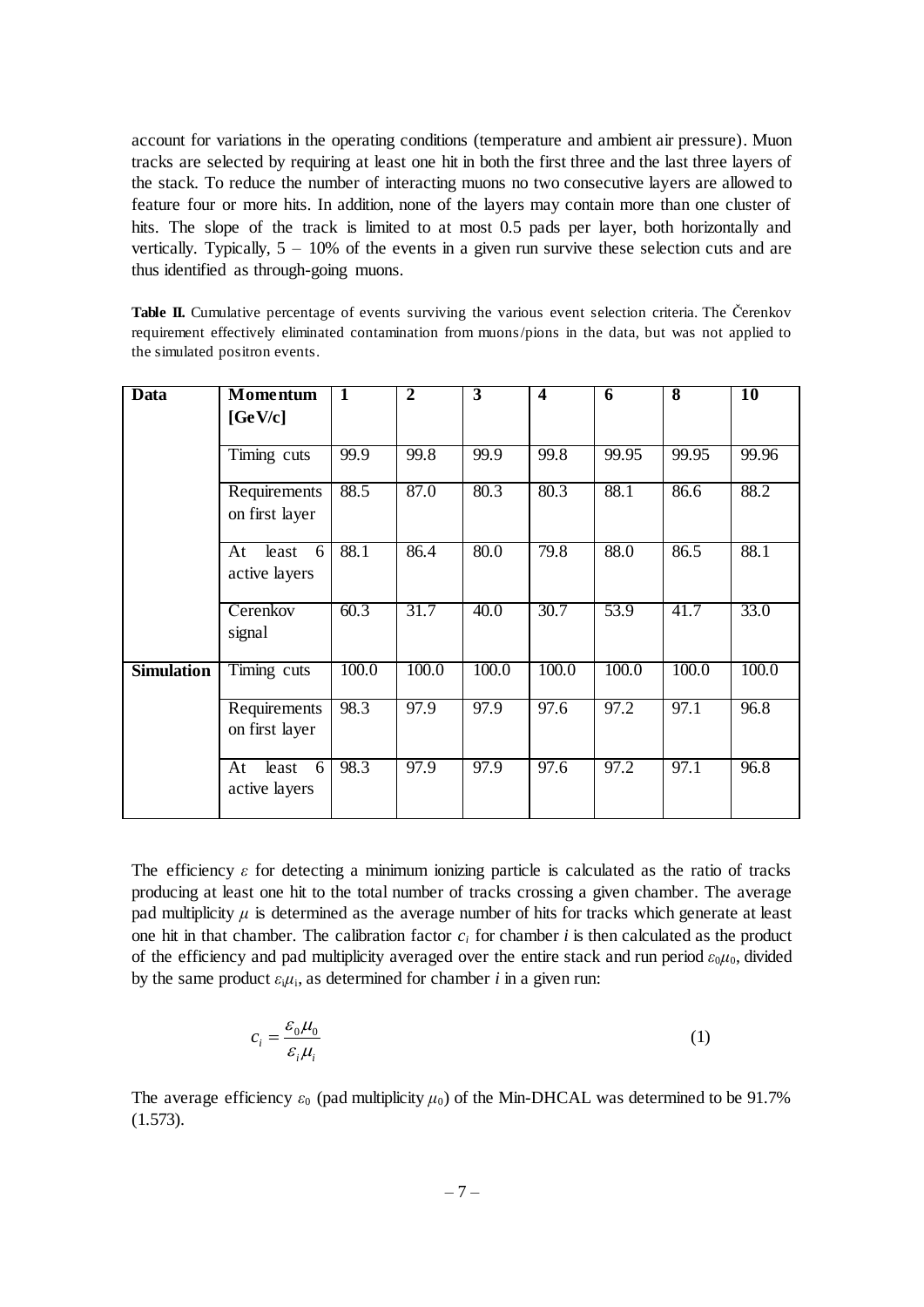account for variations in the operating conditions (temperature and ambient air pressure). Muon tracks are selected by requiring at least one hit in both the first three and the last three layers of the stack. To reduce the number of interacting muons no two consecutive layers are allowed to feature four or more hits. In addition, none of the layers may contain more than one cluster of hits. The slope of the track is limited to at most 0.5 pads per layer, both horizontally and vertically. Typically, 5 – 10% of the events in a given run survive these selection cuts and are thus identified as through-going muons.

**Table II.** Cumulative percentage of events surviving the various event selection criteria. The Čerenkov requirement effectively eliminated contamination from muons/pions in the data, but was not applied to the simulated positron events.

| **Data** | **Momentum [GeV/c]** | **1** | **2** | **3** | **4** | **6** | **8** | **10** |
|---|---|---|---|---|---|---|---|---|
| | Timing cuts | 99.9 | 99.8 | 99.9 | 99.8 | 99.95 | 99.95 | 99.96 |
| | Requirements on first layer | 88.5 | 87.0 | 80.3 | 80.3 | 88.1 | 86.6 | 88.2 |
| | At least 6 active layers | 88.1 | 86.4 | 80.0 | 79.8 | 88.0 | 86.5 | 88.1 |
| | Cerenkov signal | 60.3 | 31.7 | 40.0 | 30.7 | 53.9 | 41.7 | 33.0 |
| **Simulation** | Timing cuts | 100.0 | 100.0 | 100.0 | 100.0 | 100.0 | 100.0 | 100.0 |
| | Requirements on first layer | 98.3 | 97.9 | 97.9 | 97.6 | 97.2 | 97.1 | 96.8 |
| | At least 6 active layers | 98.3 | 97.9 | 97.9 | 97.6 | 97.2 | 97.1 | 96.8 |

The efficiency $\varepsilon$ for detecting a minimum ionizing particle is calculated as the ratio of tracks producing at least one hit to the total number of tracks crossing a given chamber. The average pad multiplicity $\mu$ is determined as the average number of hits for tracks which generate at least one hit in that chamber. The calibration factor $c_i$ for chamber $i$ is then calculated as the product of the efficiency and pad multiplicity averaged over the entire stack and run period $\varepsilon_0\mu_0$, divided by the same product $\varepsilon_i\mu_i$, as determined for chamber $i$ in a given run:

$$c_i = \frac{\varepsilon_0 \mu_0}{\varepsilon_i \mu_i} \qquad (1)$$

The average efficiency $\varepsilon_0$ (pad multiplicity $\mu_0$) of the Min-DHCAL was determined to be 91.7% (1.573).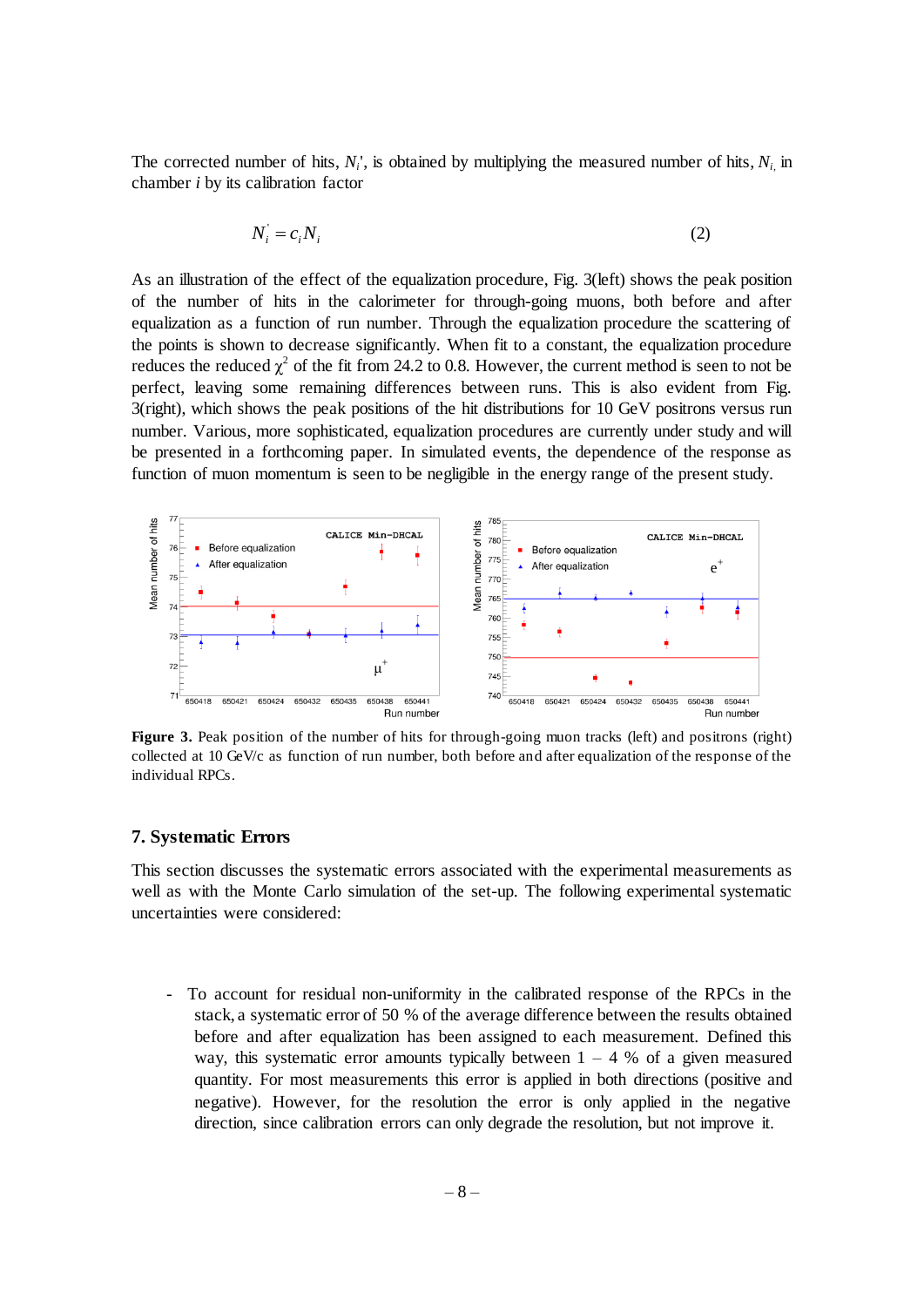The corrected number of hits, $N_i'$, is obtained by multiplying the measured number of hits, $N_i$, in chamber $i$ by its calibration factor

$$N_i' = c_i N_i \tag{2}$$

As an illustration of the effect of the equalization procedure, Fig. 3(left) shows the peak position of the number of hits in the calorimeter for through-going muons, both before and after equalization as a function of run number. Through the equalization procedure the scattering of the points is shown to decrease significantly. When fit to a constant, the equalization procedure reduces the reduced $\chi^2$ of the fit from 24.2 to 0.8. However, the current method is seen to not be perfect, leaving some remaining differences between runs. This is also evident from Fig. 3(right), which shows the peak positions of the hit distributions for 10 GeV positrons versus run number. Various, more sophisticated, equalization procedures are currently under study and will be presented in a forthcoming paper. In simulated events, the dependence of the response as function of muon momentum is seen to be negligible in the energy range of the present study.

**Figure 3.** Peak position of the number of hits for through-going muon tracks (left) and positrons (right) collected at 10 GeV/c as function of run number, both before and after equalization of the response of the individual RPCs.

## 7. Systematic Errors

This section discusses the systematic errors associated with the experimental measurements as well as with the Monte Carlo simulation of the set-up. The following experimental systematic uncertainties were considered:

- To account for residual non-uniformity in the calibrated response of the RPCs in the stack, a systematic error of 50 % of the average difference between the results obtained before and after equalization has been assigned to each measurement. Defined this way, this systematic error amounts typically between 1 – 4 % of a given measured quantity. For most measurements this error is applied in both directions (positive and negative). However, for the resolution the error is only applied in the negative direction, since calibration errors can only degrade the resolution, but not improve it.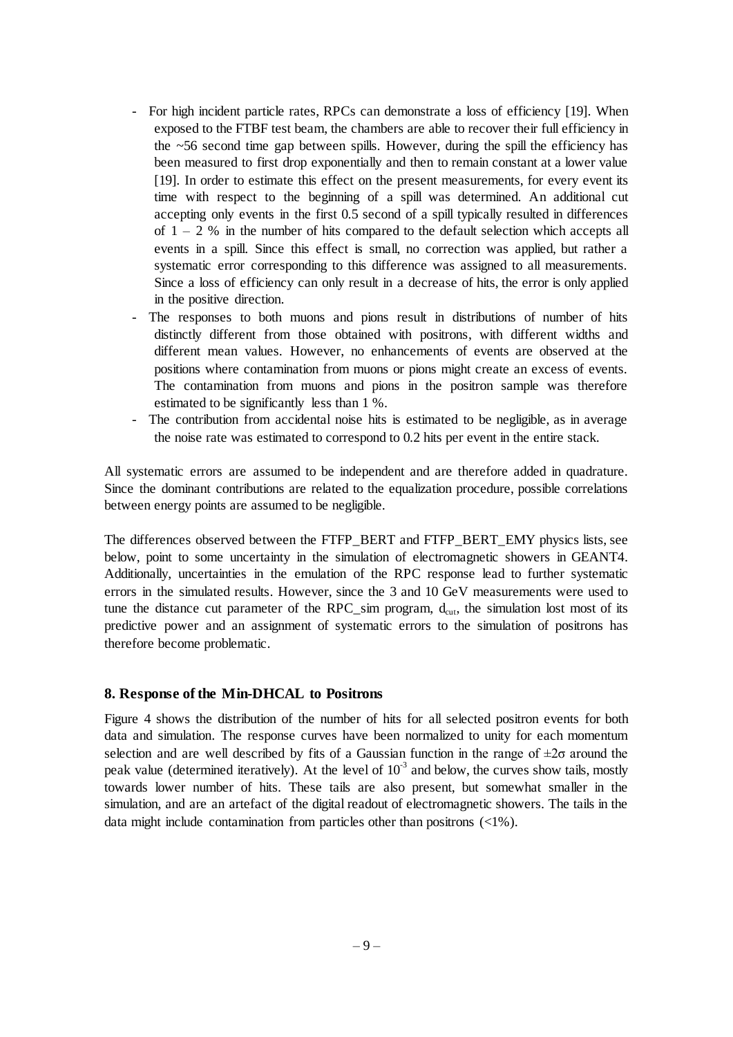- For high incident particle rates, RPCs can demonstrate a loss of efficiency [19]. When exposed to the FTBF test beam, the chambers are able to recover their full efficiency in the ~56 second time gap between spills. However, during the spill the efficiency has been measured to first drop exponentially and then to remain constant at a lower value [19]. In order to estimate this effect on the present measurements, for every event its time with respect to the beginning of a spill was determined. An additional cut accepting only events in the first 0.5 second of a spill typically resulted in differences of 1 – 2 % in the number of hits compared to the default selection which accepts all events in a spill. Since this effect is small, no correction was applied, but rather a systematic error corresponding to this difference was assigned to all measurements. Since a loss of efficiency can only result in a decrease of hits, the error is only applied in the positive direction.
- The responses to both muons and pions result in distributions of number of hits distinctly different from those obtained with positrons, with different widths and different mean values. However, no enhancements of events are observed at the positions where contamination from muons or pions might create an excess of events. The contamination from muons and pions in the positron sample was therefore estimated to be significantly less than 1 %.
- The contribution from accidental noise hits is estimated to be negligible, as in average the noise rate was estimated to correspond to 0.2 hits per event in the entire stack.

All systematic errors are assumed to be independent and are therefore added in quadrature. Since the dominant contributions are related to the equalization procedure, possible correlations between energy points are assumed to be negligible.

The differences observed between the FTFP_BERT and FTFP_BERT_EMY physics lists, see below, point to some uncertainty in the simulation of electromagnetic showers in GEANT4. Additionally, uncertainties in the emulation of the RPC response lead to further systematic errors in the simulated results. However, since the 3 and 10 GeV measurements were used to tune the distance cut parameter of the RPC_sim program, $d_{cut}$, the simulation lost most of its predictive power and an assignment of systematic errors to the simulation of positrons has therefore become problematic.

## 8. Response of the Min-DHCAL to Positrons

Figure 4 shows the distribution of the number of hits for all selected positron events for both data and simulation. The response curves have been normalized to unity for each momentum selection and are well described by fits of a Gaussian function in the range of $\pm 2\sigma$ around the peak value (determined iteratively). At the level of $10^{-3}$ and below, the curves show tails, mostly towards lower number of hits. These tails are also present, but somewhat smaller in the simulation, and are an artefact of the digital readout of electromagnetic showers. The tails in the data might include contamination from particles other than positrons (<1%).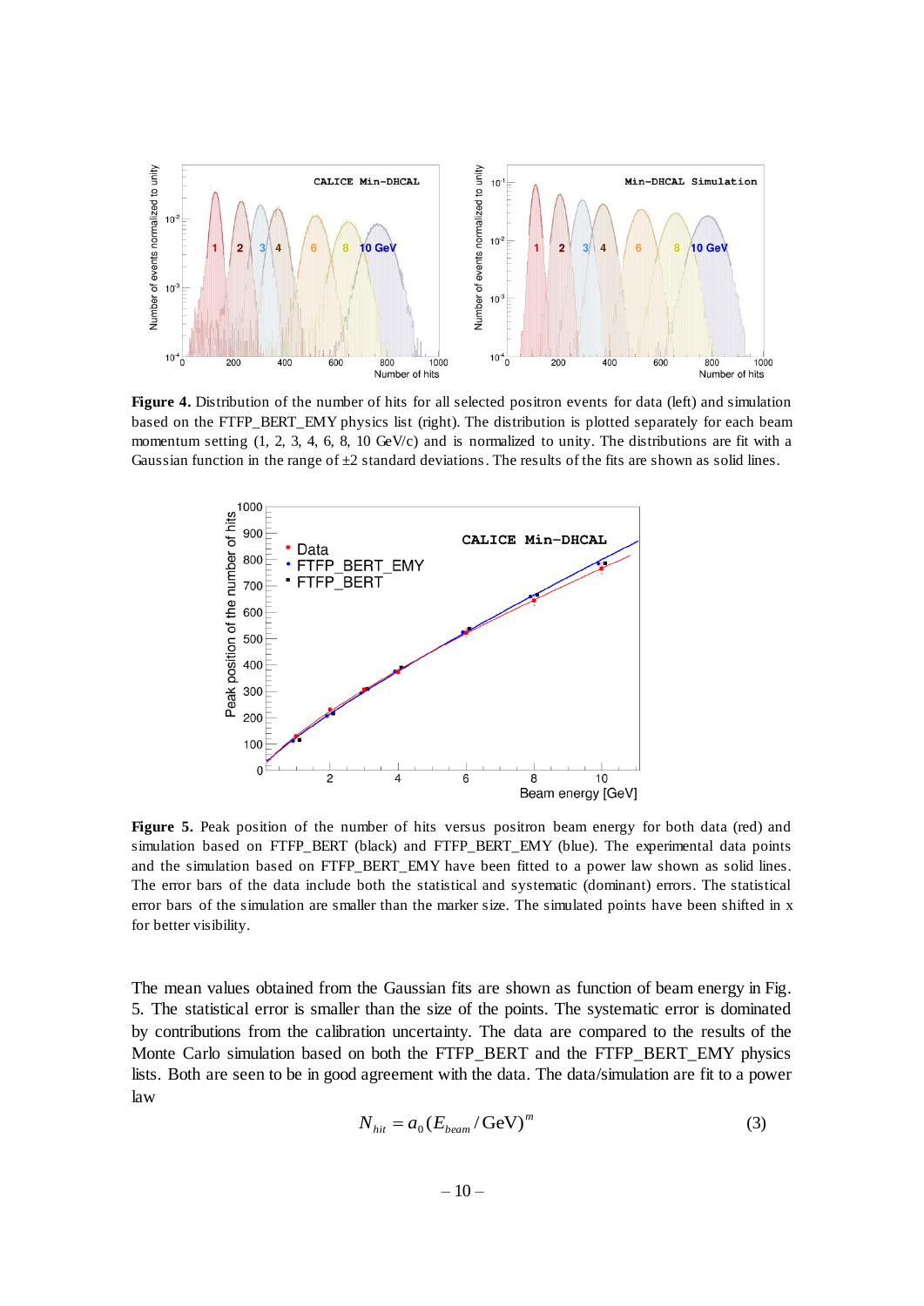**Figure 4.** Distribution of the number of hits for all selected positron events for data (left) and simulation based on the FTFP_BERT_EMY physics list (right). The distribution is plotted separately for each beam momentum setting (1, 2, 3, 4, 6, 8, 10 GeV/c) and is normalized to unity. The distributions are fit with a Gaussian function in the range of ±2 standard deviations. The results of the fits are shown as solid lines.

**Figure 5.** Peak position of the number of hits versus positron beam energy for both data (red) and simulation based on FTFP_BERT (black) and FTFP_BERT_EMY (blue). The experimental data points and the simulation based on FTFP_BERT_EMY have been fitted to a power law shown as solid lines. The error bars of the data include both the statistical and systematic (dominant) errors. The statistical error bars of the simulation are smaller than the marker size. The simulated points have been shifted in x for better visibility.

The mean values obtained from the Gaussian fits are shown as function of beam energy in Fig. 5. The statistical error is smaller than the size of the points. The systematic error is dominated by contributions from the calibration uncertainty. The data are compared to the results of the Monte Carlo simulation based on both the FTFP_BERT and the FTFP_BERT_EMY physics lists. Both are seen to be in good agreement with the data. The data/simulation are fit to a power law

$$N_{hit} = a_0 (E_{beam}/\mathrm{GeV})^m \tag{3}$$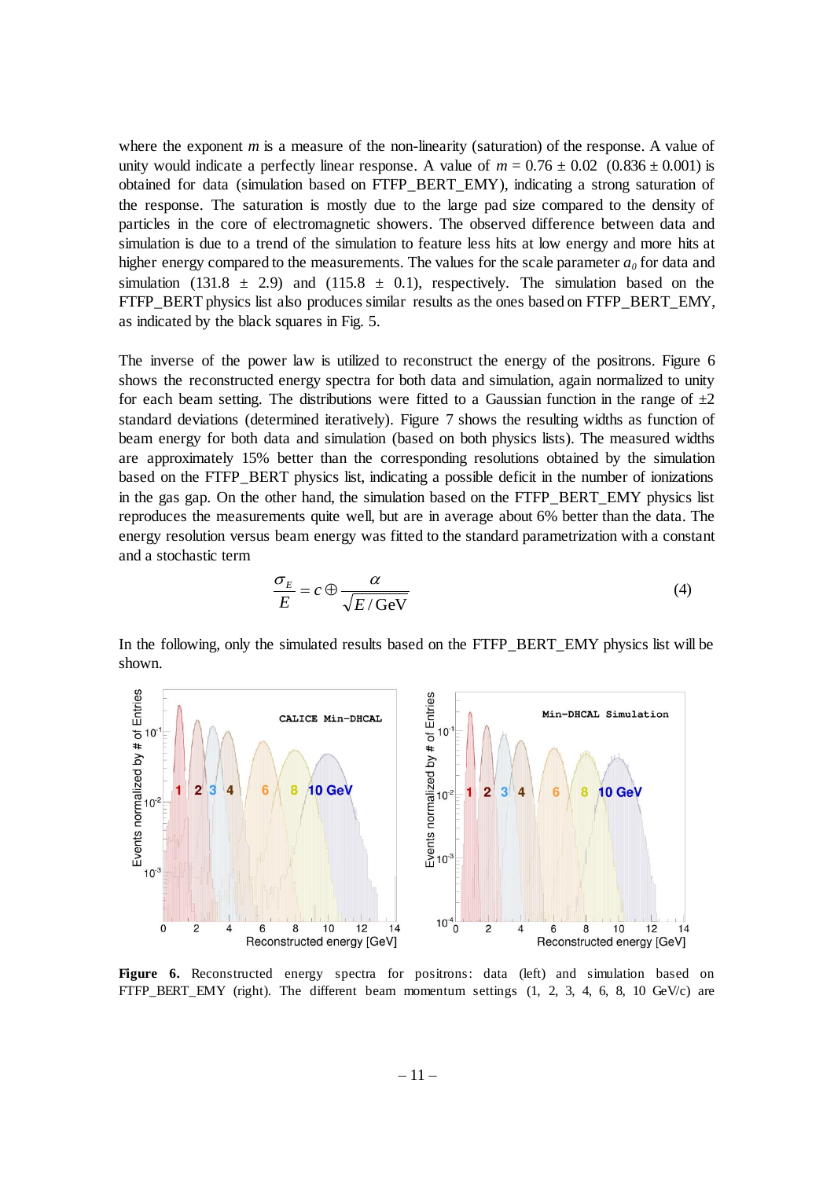where the exponent $m$ is a measure of the non-linearity (saturation) of the response. A value of unity would indicate a perfectly linear response. A value of $m = 0.76 \pm 0.02$ ($0.836 \pm 0.001$) is obtained for data (simulation based on FTFP_BERT_EMY), indicating a strong saturation of the response. The saturation is mostly due to the large pad size compared to the density of particles in the core of electromagnetic showers. The observed difference between data and simulation is due to a trend of the simulation to feature less hits at low energy and more hits at higher energy compared to the measurements. The values for the scale parameter $a_0$ for data and simulation ($131.8 \pm 2.9$) and ($115.8 \pm 0.1$), respectively. The simulation based on the FTFP_BERT physics list also produces similar results as the ones based on FTFP_BERT_EMY, as indicated by the black squares in Fig. 5.

The inverse of the power law is utilized to reconstruct the energy of the positrons. Figure 6 shows the reconstructed energy spectra for both data and simulation, again normalized to unity for each beam setting. The distributions were fitted to a Gaussian function in the range of $\pm 2$ standard deviations (determined iteratively). Figure 7 shows the resulting widths as function of beam energy for both data and simulation (based on both physics lists). The measured widths are approximately 15% better than the corresponding resolutions obtained by the simulation based on the FTFP_BERT physics list, indicating a possible deficit in the number of ionizations in the gas gap. On the other hand, the simulation based on the FTFP_BERT_EMY physics list reproduces the measurements quite well, but are in average about 6% better than the data. The energy resolution versus beam energy was fitted to the standard parametrization with a constant and a stochastic term

$$\frac{\sigma_E}{E} = c \oplus \frac{\alpha}{\sqrt{E/\mathrm{GeV}}} \tag{4}$$

In the following, only the simulated results based on the FTFP_BERT_EMY physics list will be shown.

**Figure 6.** Reconstructed energy spectra for positrons: data (left) and simulation based on FTFP_BERT_EMY (right). The different beam momentum settings (1, 2, 3, 4, 6, 8, 10 GeV/c) are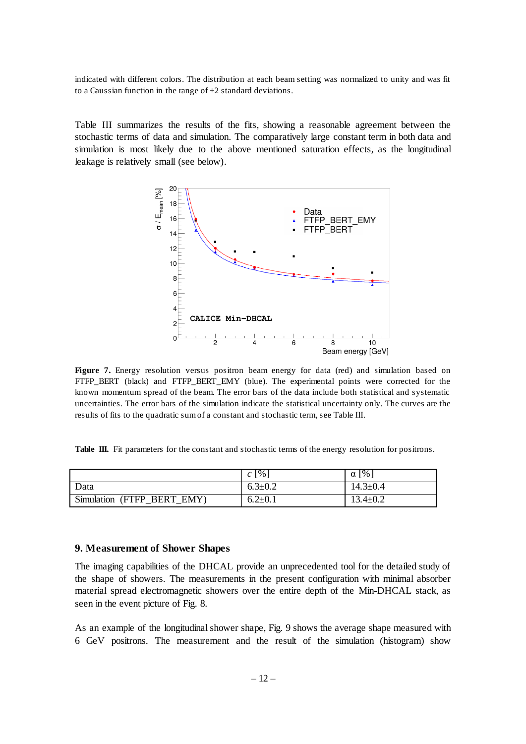indicated with different colors. The distribution at each beam setting was normalized to unity and was fit to a Gaussian function in the range of ±2 standard deviations.

Table III summarizes the results of the fits, showing a reasonable agreement between the stochastic terms of data and simulation. The comparatively large constant term in both data and simulation is most likely due to the above mentioned saturation effects, as the longitudinal leakage is relatively small (see below).

**Figure 7.** Energy resolution versus positron beam energy for data (red) and simulation based on FTFP_BERT (black) and FTFP_BERT_EMY (blue). The experimental points were corrected for the known momentum spread of the beam. The error bars of the data include both statistical and systematic uncertainties. The error bars of the simulation indicate the statistical uncertainty only. The curves are the results of fits to the quadratic sum of a constant and stochastic term, see Table III.

**Table III.** Fit parameters for the constant and stochastic terms of the energy resolution for positrons.

| | $c$ [%] | α [%] |
|---|---|---|
| Data | 6.3±0.2 | 14.3±0.4 |
| Simulation (FTFP_BERT_EMY) | 6.2±0.1 | 13.4±0.2 |

## 9. Measurement of Shower Shapes

The imaging capabilities of the DHCAL provide an unprecedented tool for the detailed study of the shape of showers. The measurements in the present configuration with minimal absorber material spread electromagnetic showers over the entire depth of the Min-DHCAL stack, as seen in the event picture of Fig. 8.

As an example of the longitudinal shower shape, Fig. 9 shows the average shape measured with 6 GeV positrons. The measurement and the result of the simulation (histogram) show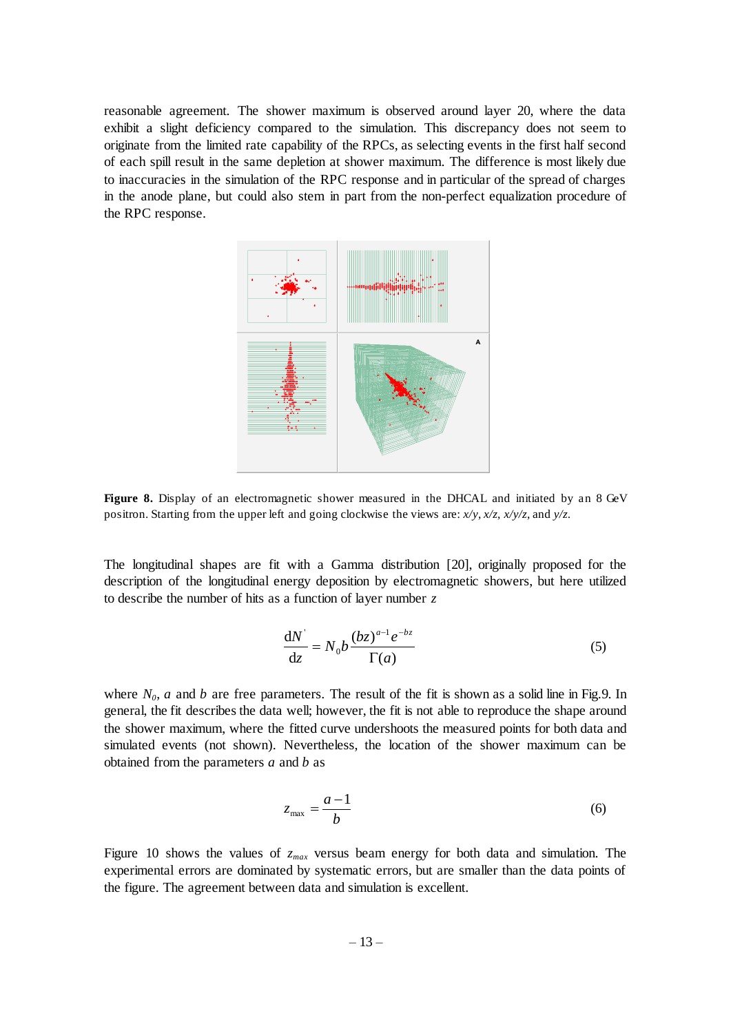reasonable agreement. The shower maximum is observed around layer 20, where the data exhibit a slight deficiency compared to the simulation. This discrepancy does not seem to originate from the limited rate capability of the RPCs, as selecting events in the first half second of each spill result in the same depletion at shower maximum. The difference is most likely due to inaccuracies in the simulation of the RPC response and in particular of the spread of charges in the anode plane, but could also stem in part from the non-perfect equalization procedure of the RPC response.

**Figure 8.** Display of an electromagnetic shower measured in the DHCAL and initiated by an 8 GeV positron. Starting from the upper left and going clockwise the views are: *x/y*, *x/z*, *x/y/z*, and *y/z*.

The longitudinal shapes are fit with a Gamma distribution [20], originally proposed for the description of the longitudinal energy deposition by electromagnetic showers, but here utilized to describe the number of hits as a function of layer number $z$

$$\frac{\mathrm{d}N^{'}}{\mathrm{d}z} = N_0 b \frac{(bz)^{a-1} e^{-bz}}{\Gamma(a)} \tag{5}$$

where $N_0$, $a$ and $b$ are free parameters. The result of the fit is shown as a solid line in Fig.9. In general, the fit describes the data well; however, the fit is not able to reproduce the shape around the shower maximum, where the fitted curve undershoots the measured points for both data and simulated events (not shown). Nevertheless, the location of the shower maximum can be obtained from the parameters $a$ and $b$ as

$$z_{\max} = \frac{a-1}{b} \tag{6}$$

Figure 10 shows the values of $z_{max}$ versus beam energy for both data and simulation. The experimental errors are dominated by systematic errors, but are smaller than the data points of the figure. The agreement between data and simulation is excellent.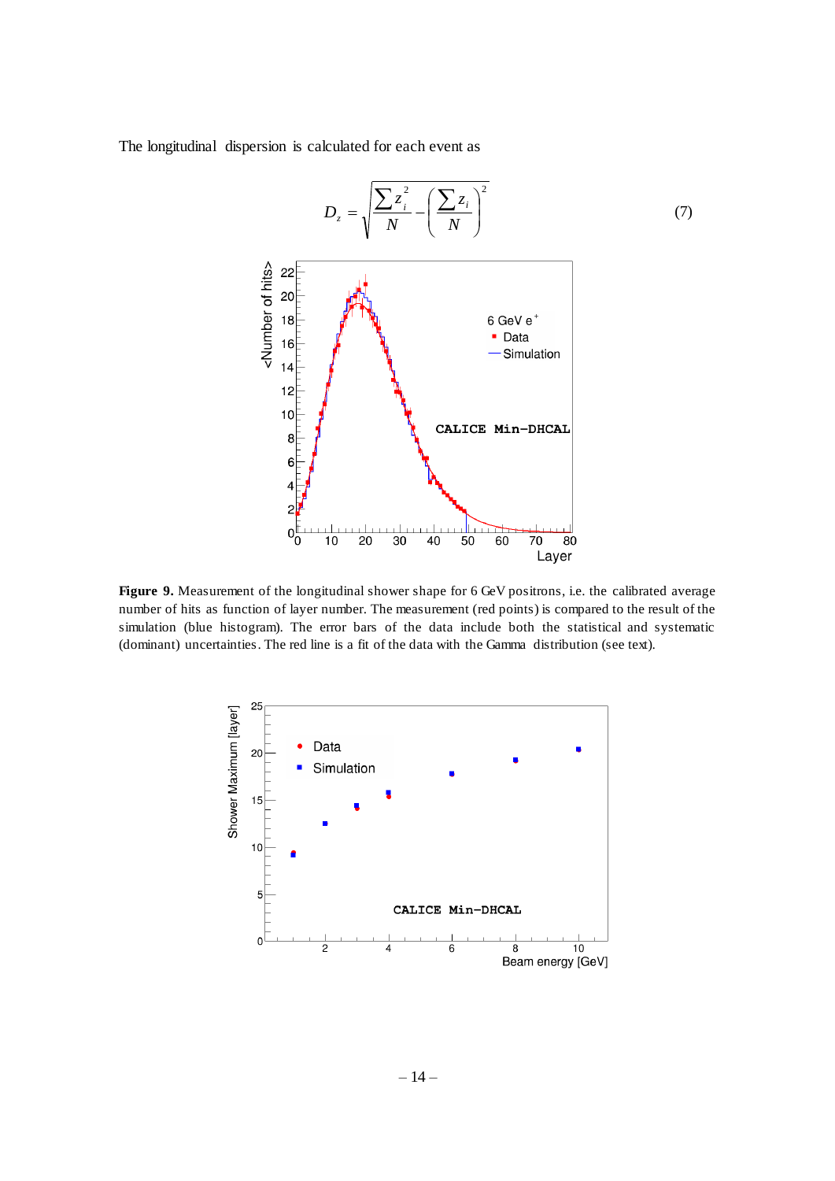The longitudinal dispersion is calculated for each event as

$$D_z = \sqrt{\frac{\sum z_i^2}{N} - \left(\frac{\sum z_i}{N}\right)^2} \tag{7}$$

**Figure 9.** Measurement of the longitudinal shower shape for 6 GeV positrons, i.e. the calibrated average number of hits as function of layer number. The measurement (red points) is compared to the result of the simulation (blue histogram). The error bars of the data include both the statistical and systematic (dominant) uncertainties. The red line is a fit of the data with the Gamma distribution (see text).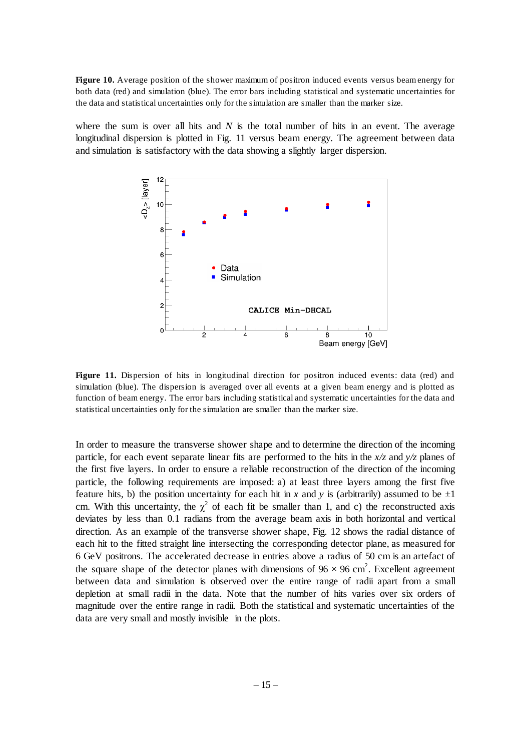**Figure 10.** Average position of the shower maximum of positron induced events versus beam energy for both data (red) and simulation (blue). The error bars including statistical and systematic uncertainties for the data and statistical uncertainties only for the simulation are smaller than the marker size.

where the sum is over all hits and $N$ is the total number of hits in an event. The average longitudinal dispersion is plotted in Fig. 11 versus beam energy. The agreement between data and simulation is satisfactory with the data showing a slightly larger dispersion.

**Figure 11.** Dispersion of hits in longitudinal direction for positron induced events: data (red) and simulation (blue). The dispersion is averaged over all events at a given beam energy and is plotted as function of beam energy. The error bars including statistical and systematic uncertainties for the data and statistical uncertainties only for the simulation are smaller than the marker size.

In order to measure the transverse shower shape and to determine the direction of the incoming particle, for each event separate linear fits are performed to the hits in the $x/z$ and $y/z$ planes of the first five layers. In order to ensure a reliable reconstruction of the direction of the incoming particle, the following requirements are imposed: a) at least three layers among the first five feature hits, b) the position uncertainty for each hit in $x$ and $y$ is (arbitrarily) assumed to be ±1 cm. With this uncertainty, the $\chi^2$ of each fit be smaller than 1, and c) the reconstructed axis deviates by less than 0.1 radians from the average beam axis in both horizontal and vertical direction. As an example of the transverse shower shape, Fig. 12 shows the radial distance of each hit to the fitted straight line intersecting the corresponding detector plane, as measured for 6 GeV positrons. The accelerated decrease in entries above a radius of 50 cm is an artefact of the square shape of the detector planes with dimensions of 96 × 96 cm$^2$. Excellent agreement between data and simulation is observed over the entire range of radii apart from a small depletion at small radii in the data. Note that the number of hits varies over six orders of magnitude over the entire range in radii. Both the statistical and systematic uncertainties of the data are very small and mostly invisible in the plots.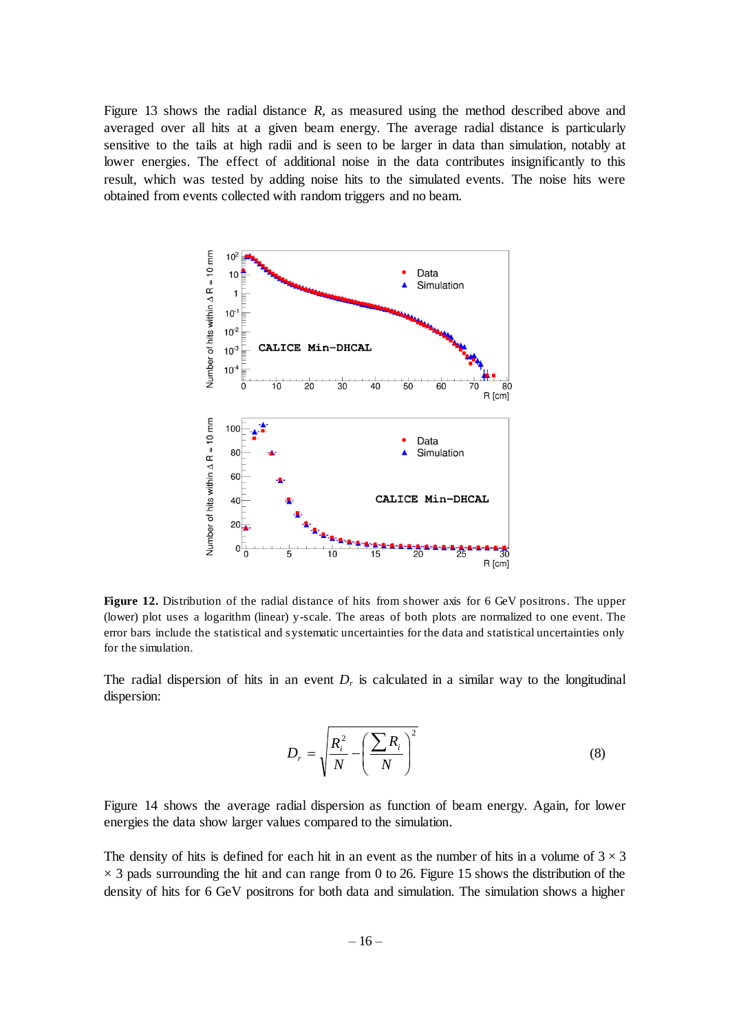Figure 13 shows the radial distance $R$, as measured using the method described above and averaged over all hits at a given beam energy. The average radial distance is particularly sensitive to the tails at high radii and is seen to be larger in data than simulation, notably at lower energies. The effect of additional noise in the data contributes insignificantly to this result, which was tested by adding noise hits to the simulated events. The noise hits were obtained from events collected with random triggers and no beam.

**Figure 12.** Distribution of the radial distance of hits from shower axis for 6 GeV positrons. The upper (lower) plot uses a logarithm (linear) y-scale. The areas of both plots are normalized to one event. The error bars include the statistical and systematic uncertainties for the data and statistical uncertainties only for the simulation.

The radial dispersion of hits in an event $D_r$ is calculated in a similar way to the longitudinal dispersion:

$$D_r = \sqrt{\frac{R_i^2}{N} - \left(\frac{\sum R_i}{N}\right)^2} \tag{8}$$

Figure 14 shows the average radial dispersion as function of beam energy. Again, for lower energies the data show larger values compared to the simulation.

The density of hits is defined for each hit in an event as the number of hits in a volume of 3 × 3 × 3 pads surrounding the hit and can range from 0 to 26. Figure 15 shows the distribution of the density of hits for 6 GeV positrons for both data and simulation. The simulation shows a higher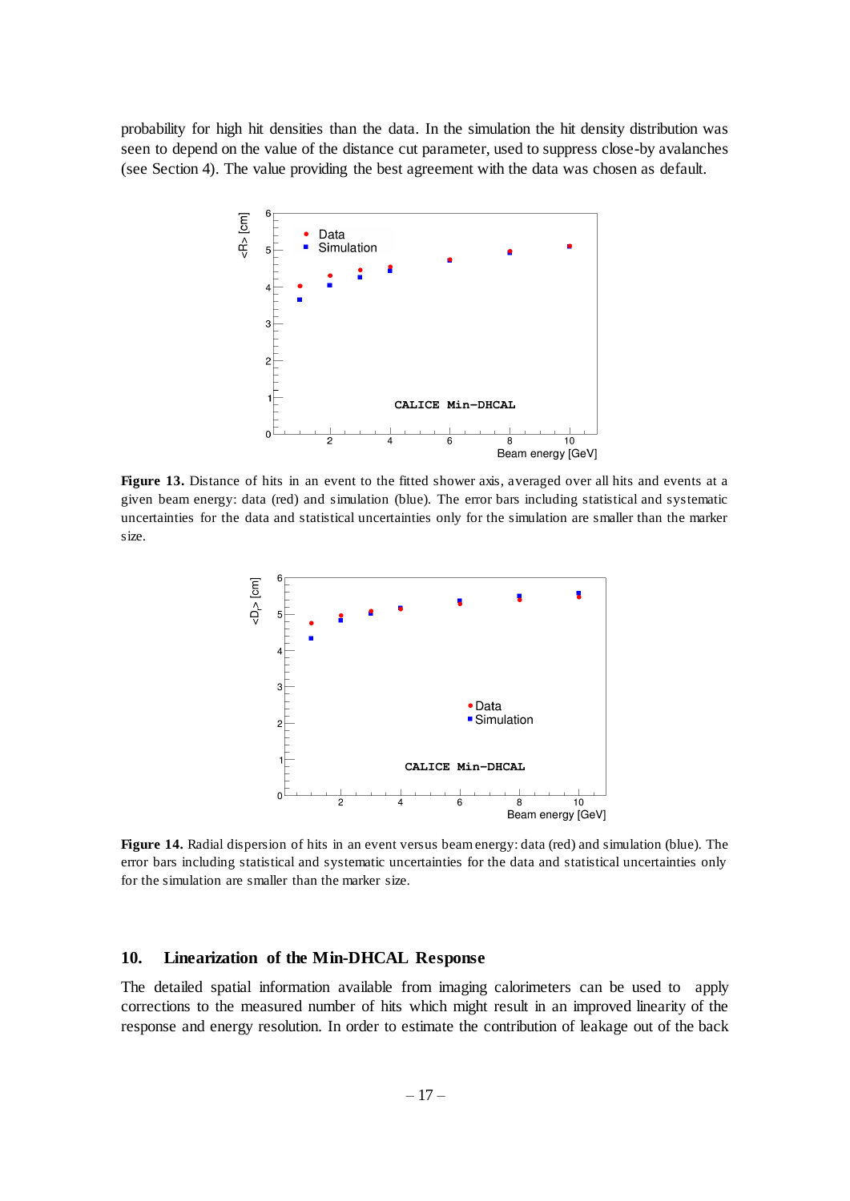probability for high hit densities than the data. In the simulation the hit density distribution was seen to depend on the value of the distance cut parameter, used to suppress close-by avalanches (see Section 4). The value providing the best agreement with the data was chosen as default.

**Figure 13.** Distance of hits in an event to the fitted shower axis, averaged over all hits and events at a given beam energy: data (red) and simulation (blue). The error bars including statistical and systematic uncertainties for the data and statistical uncertainties only for the simulation are smaller than the marker size.

**Figure 14.** Radial dispersion of hits in an event versus beam energy: data (red) and simulation (blue). The error bars including statistical and systematic uncertainties for the data and statistical uncertainties only for the simulation are smaller than the marker size.

## 10. Linearization of the Min-DHCAL Response

The detailed spatial information available from imaging calorimeters can be used to apply corrections to the measured number of hits which might result in an improved linearity of the response and energy resolution. In order to estimate the contribution of leakage out of the back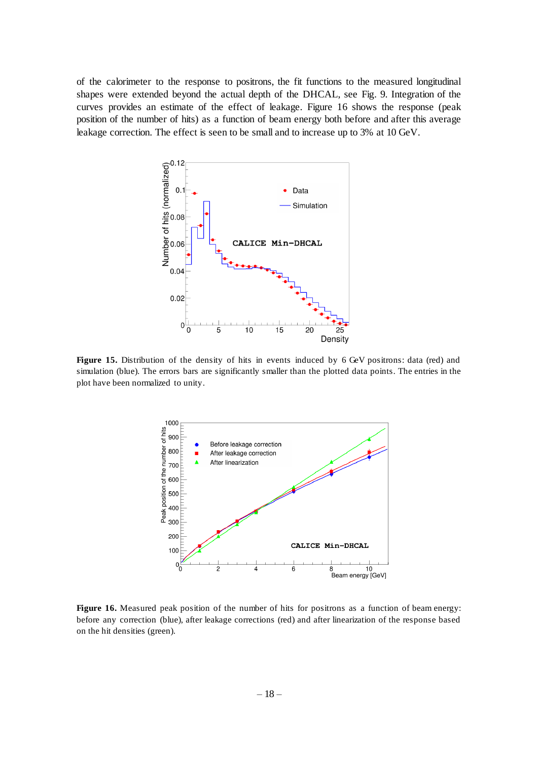of the calorimeter to the response to positrons, the fit functions to the measured longitudinal shapes were extended beyond the actual depth of the DHCAL, see Fig. 9. Integration of the curves provides an estimate of the effect of leakage. Figure 16 shows the response (peak position of the number of hits) as a function of beam energy both before and after this average leakage correction. The effect is seen to be small and to increase up to 3% at 10 GeV.

**Figure 15.** Distribution of the density of hits in events induced by 6 GeV positrons: data (red) and simulation (blue). The errors bars are significantly smaller than the plotted data points. The entries in the plot have been normalized to unity.

**Figure 16.** Measured peak position of the number of hits for positrons as a function of beam energy: before any correction (blue), after leakage corrections (red) and after linearization of the response based on the hit densities (green).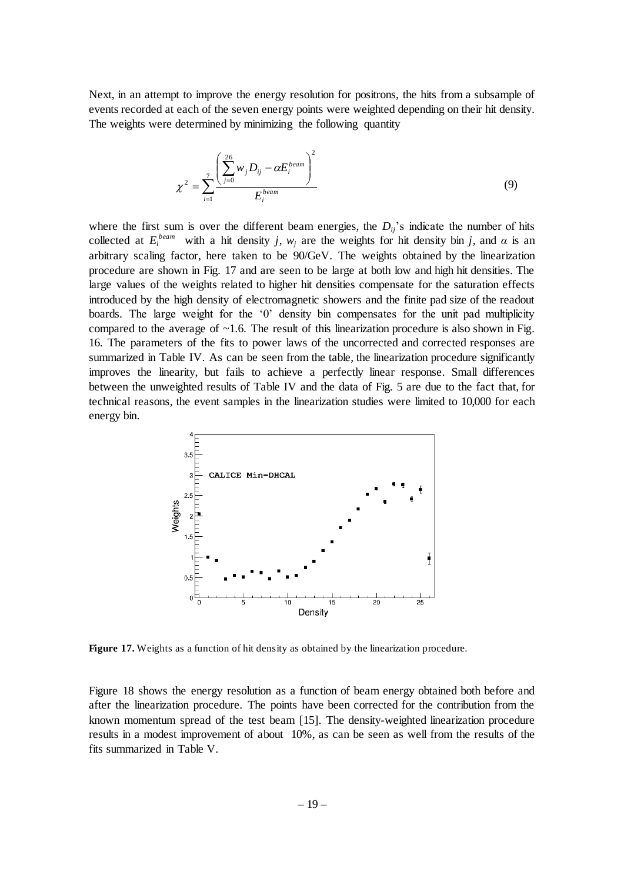Next, in an attempt to improve the energy resolution for positrons, the hits from a subsample of events recorded at each of the seven energy points were weighted depending on their hit density. The weights were determined by minimizing the following quantity

$$\chi^2 = \sum_{i=1}^{7} \frac{\left( \sum_{j=0}^{26} w_j D_{ij} - \alpha E_i^{beam} \right)^2}{E_i^{beam}} \tag{9}$$

where the first sum is over the different beam energies, the $D_{ij}$'s indicate the number of hits collected at $E_i^{beam}$ with a hit density $j$, $w_j$ are the weights for hit density bin $j$, and $\alpha$ is an arbitrary scaling factor, here taken to be 90/GeV. The weights obtained by the linearization procedure are shown in Fig. 17 and are seen to be large at both low and high hit densities. The large values of the weights related to higher hit densities compensate for the saturation effects introduced by the high density of electromagnetic showers and the finite pad size of the readout boards. The large weight for the '0' density bin compensates for the unit pad multiplicity compared to the average of ~1.6. The result of this linearization procedure is also shown in Fig. 16. The parameters of the fits to power laws of the uncorrected and corrected responses are summarized in Table IV. As can be seen from the table, the linearization procedure significantly improves the linearity, but fails to achieve a perfectly linear response. Small differences between the unweighted results of Table IV and the data of Fig. 5 are due to the fact that, for technical reasons, the event samples in the linearization studies were limited to 10,000 for each energy bin.

**Figure 17.** Weights as a function of hit density as obtained by the linearization procedure.

Figure 18 shows the energy resolution as a function of beam energy obtained both before and after the linearization procedure. The points have been corrected for the contribution from the known momentum spread of the test beam [15]. The density-weighted linearization procedure results in a modest improvement of about 10%, as can be seen as well from the results of the fits summarized in Table V.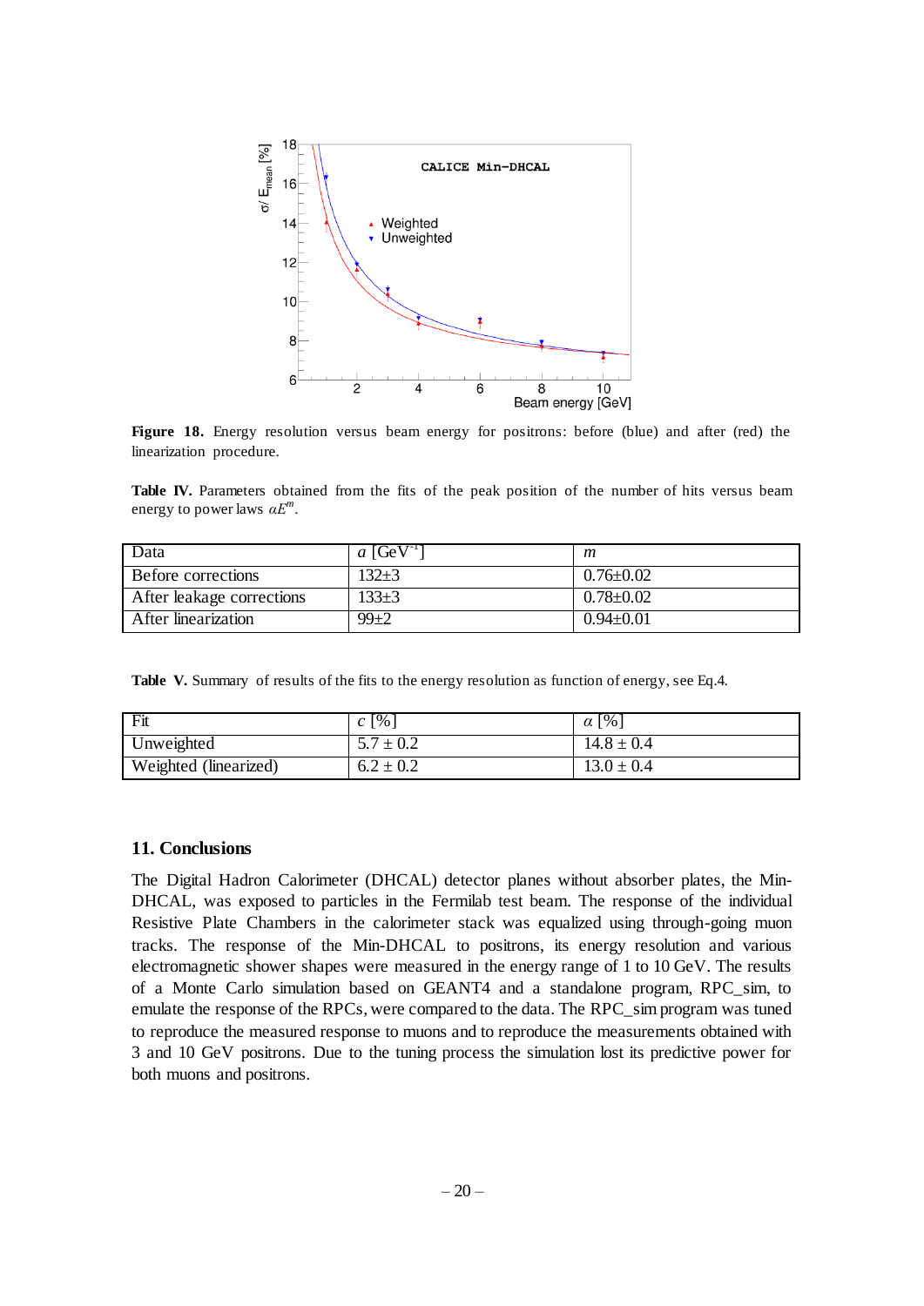**Figure 18.** Energy resolution versus beam energy for positrons: before (blue) and after (red) the linearization procedure.

**Table IV.** Parameters obtained from the fits of the peak position of the number of hits versus beam energy to power laws $aE^m$.

| Data | $a$ [GeV$^{-1}$] | $m$ |
|---|---|---|
| Before corrections | 132±3 | 0.76±0.02 |
| After leakage corrections | 133±3 | 0.78±0.02 |
| After linearization | 99±2 | 0.94±0.01 |

**Table V.** Summary of results of the fits to the energy resolution as function of energy, see Eq.4.

| Fit | $c$ [%] | $\alpha$ [%] |
|---|---|---|
| Unweighted | 5.7 ± 0.2 | 14.8 ± 0.4 |
| Weighted (linearized) | 6.2 ± 0.2 | 13.0 ± 0.4 |

## 11. Conclusions

The Digital Hadron Calorimeter (DHCAL) detector planes without absorber plates, the Min-DHCAL, was exposed to particles in the Fermilab test beam. The response of the individual Resistive Plate Chambers in the calorimeter stack was equalized using through-going muon tracks. The response of the Min-DHCAL to positrons, its energy resolution and various electromagnetic shower shapes were measured in the energy range of 1 to 10 GeV. The results of a Monte Carlo simulation based on GEANT4 and a standalone program, RPC_sim, to emulate the response of the RPCs, were compared to the data. The RPC_sim program was tuned to reproduce the measured response to muons and to reproduce the measurements obtained with 3 and 10 GeV positrons. Due to the tuning process the simulation lost its predictive power for both muons and positrons.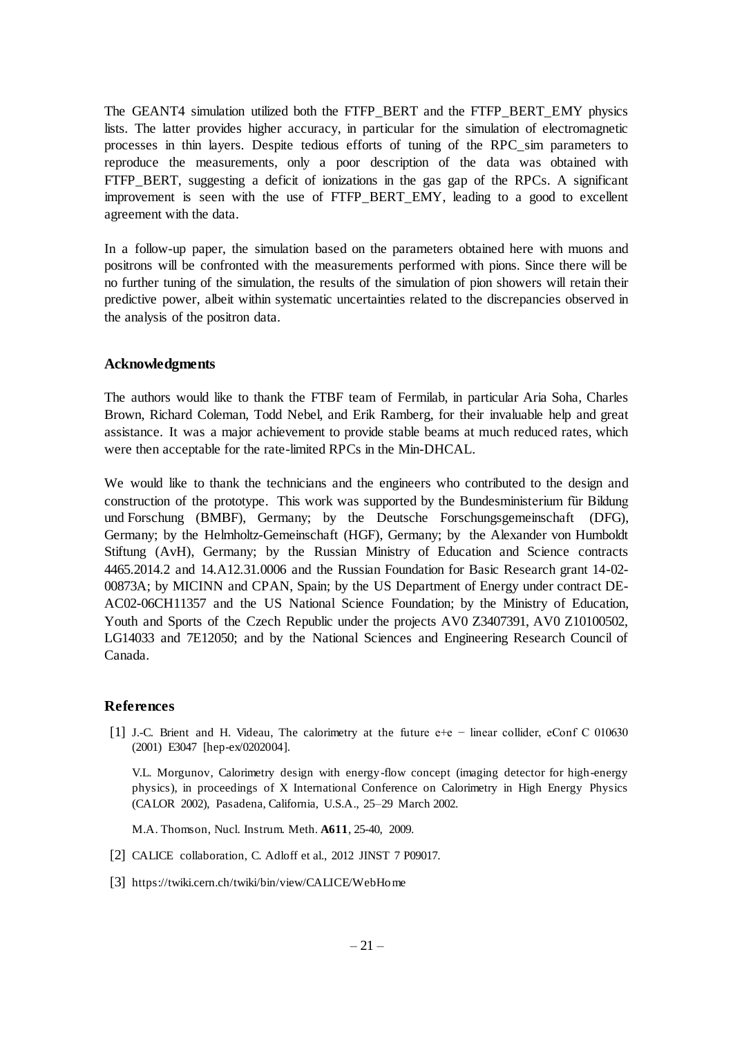The GEANT4 simulation utilized both the FTFP_BERT and the FTFP_BERT_EMY physics lists. The latter provides higher accuracy, in particular for the simulation of electromagnetic processes in thin layers. Despite tedious efforts of tuning of the RPC_sim parameters to reproduce the measurements, only a poor description of the data was obtained with FTFP_BERT, suggesting a deficit of ionizations in the gas gap of the RPCs. A significant improvement is seen with the use of FTFP_BERT_EMY, leading to a good to excellent agreement with the data.

In a follow-up paper, the simulation based on the parameters obtained here with muons and positrons will be confronted with the measurements performed with pions. Since there will be no further tuning of the simulation, the results of the simulation of pion showers will retain their predictive power, albeit within systematic uncertainties related to the discrepancies observed in the analysis of the positron data.

## Acknowledgments

The authors would like to thank the FTBF team of Fermilab, in particular Aria Soha, Charles Brown, Richard Coleman, Todd Nebel, and Erik Ramberg, for their invaluable help and great assistance. It was a major achievement to provide stable beams at much reduced rates, which were then acceptable for the rate-limited RPCs in the Min-DHCAL.

We would like to thank the technicians and the engineers who contributed to the design and construction of the prototype. This work was supported by the Bundesministerium für Bildung und Forschung (BMBF), Germany; by the Deutsche Forschungsgemeinschaft (DFG), Germany; by the Helmholtz-Gemeinschaft (HGF), Germany; by the Alexander von Humboldt Stiftung (AvH), Germany; by the Russian Ministry of Education and Science contracts 4465.2014.2 and 14.A12.31.0006 and the Russian Foundation for Basic Research grant 14-02-00873A; by MICINN and CPAN, Spain; by the US Department of Energy under contract DE-AC02-06CH11357 and the US National Science Foundation; by the Ministry of Education, Youth and Sports of the Czech Republic under the projects AV0 Z3407391, AV0 Z10100502, LG14033 and 7E12050; and by the National Sciences and Engineering Research Council of Canada.

## References

[1] J.-C. Brient and H. Videau, The calorimetry at the future e+e − linear collider, eConf C 010630 (2001) E3047 [hep-ex/0202004].

V.L. Morgunov, Calorimetry design with energy-flow concept (imaging detector for high-energy physics), in proceedings of X International Conference on Calorimetry in High Energy Physics (CALOR 2002), Pasadena, California, U.S.A., 25–29 March 2002.

M.A. Thomson, Nucl. Instrum. Meth. **A611**, 25-40, 2009.

[2] CALICE collaboration, C. Adloff et al., 2012 JINST 7 P09017.

[3] https://twiki.cern.ch/twiki/bin/view/CALICE/WebHome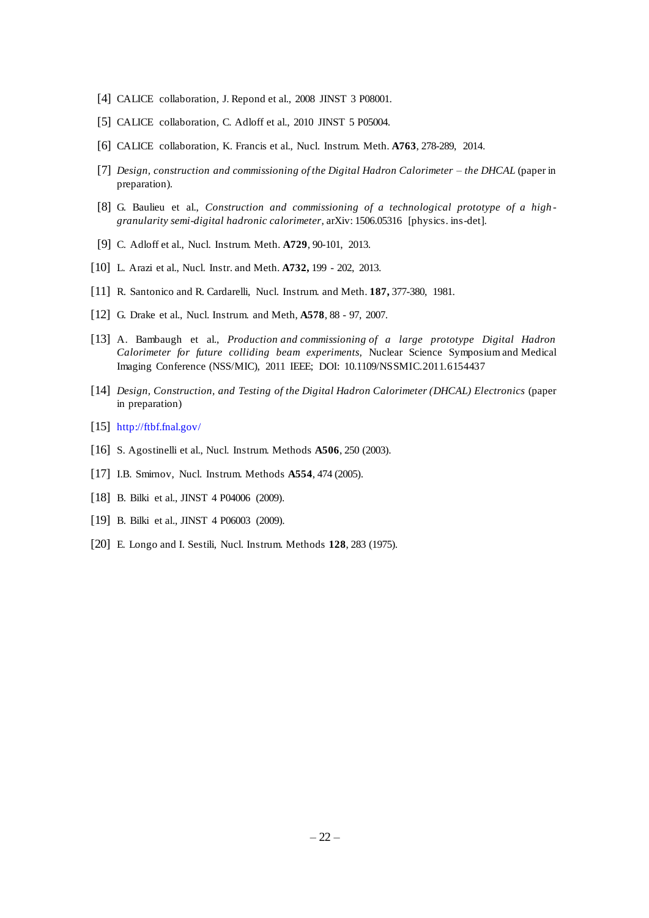[4] CALICE collaboration, J. Repond et al., 2008 JINST 3 P08001.

[5] CALICE collaboration, C. Adloff et al., 2010 JINST 5 P05004.

[6] CALICE collaboration, K. Francis et al., Nucl. Instrum. Meth. **A763**, 278-289, 2014.

[7] *Design, construction and commissioning of the Digital Hadron Calorimeter – the DHCAL* (paper in preparation).

[8] G. Baulieu et al., *Construction and commissioning of a technological prototype of a high-granularity semi-digital hadronic calorimeter*, arXiv: 1506.05316 [physics. ins-det].

[9] C. Adloff et al., Nucl. Instrum. Meth. **A729**, 90-101, 2013.

[10] L. Arazi et al., Nucl. Instr. and Meth. **A732,** 199 - 202, 2013.

[11] R. Santonico and R. Cardarelli, Nucl. Instrum. and Meth. **187,** 377-380, 1981.

[12] G. Drake et al., Nucl. Instrum. and Meth, **A578**, 88 - 97, 2007.

[13] A. Bambaugh et al., *Production and commissioning of a large prototype Digital Hadron Calorimeter for future colliding beam experiments,* Nuclear Science Symposium and Medical Imaging Conference (NSS/MIC), 2011 IEEE; DOI: 10.1109/NSSMIC.2011.6154437

[14] *Design, Construction, and Testing of the Digital Hadron Calorimeter (DHCAL) Electronics* (paper in preparation)

[15] http://ftbf.fnal.gov/

[16] S. Agostinelli et al., Nucl. Instrum. Methods **A506**, 250 (2003).

[17] I.B. Smirnov, Nucl. Instrum. Methods **A554**, 474 (2005).

[18] B. Bilki et al., JINST 4 P04006 (2009).

[19] B. Bilki et al., JINST 4 P06003 (2009).

[20] E. Longo and I. Sestili, Nucl. Instrum. Methods **128**, 283 (1975).